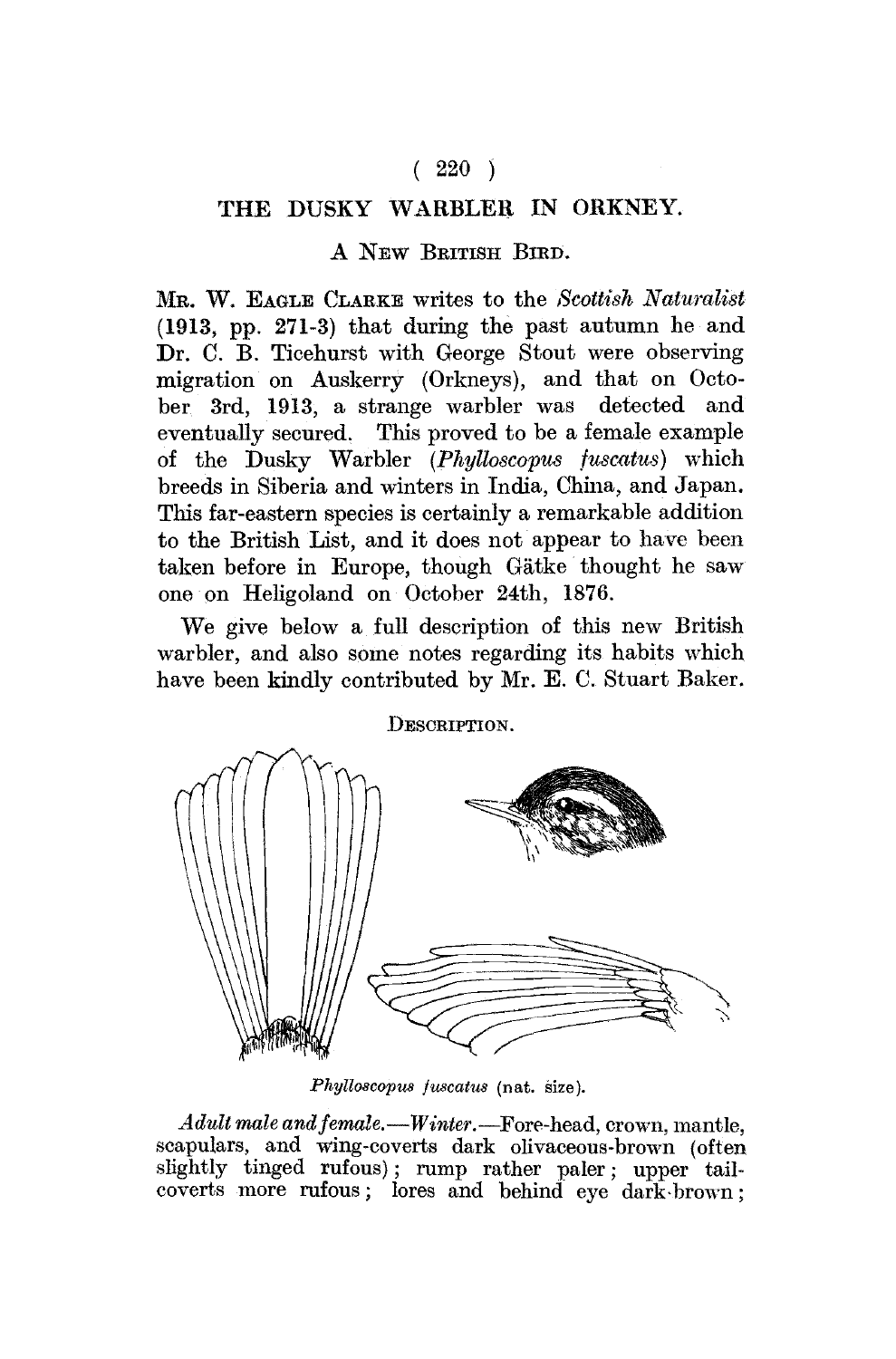# THE DUSKY WARBLER IN ORKNEY.

## A New British Bird.

Mr. W. Eagle Clarke writes to the *Scottish Naturalist* (1913, pp. 271-3) that during the past autumn he and Dr. C. B. Ticehurst with George Stout were observing migration on Auskerry (Orkneys), and that on October 3rd, 1913, a strange warbler was detected and eventually secured. This proved to be a female example of the Dusky Warbler (*Phylloscopus fuscatus*) which breeds in Siberia and winters in India, China, and Japan. This far-eastern species is certainly a remarkable addition to the British List, and it does not appear to have been taken before in Europe, though Gätke thought he saw one on Heligoland on October 24th, 1876.

We give below a full description of this new British warbler, and also some notes regarding its habits which have been kindly contributed by Mr. E. C. Stuart Baker.

### Description.

*Phylloscopus fuscatus* (nat. size).

*Adult male and female.—Winter.*—Fore-head, crown, mantle, scapulars, and wing-coverts dark olivaceous-brown (often slightly tinged rufous); rump rather paler; upper tail-coverts more rufous; lores and behind eye dark-brown;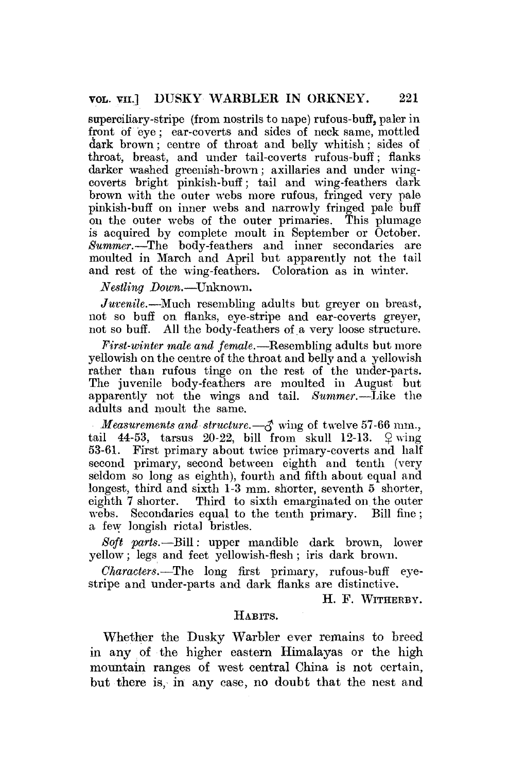superciliary-stripe (from nostrils to nape) rufous-buff, paler in front of eye; ear-coverts and sides of neck same, mottled dark brown; centre of throat and belly whitish; sides of throat, breast, and under tail-coverts rufous-buff; flanks darker washed greenish-brown; axillaries and under wing-coverts bright pinkish-buff; tail and wing-feathers dark brown with the outer webs more rufous, fringed very pale pinkish-buff on inner webs and narrowly fringed pale buff on the outer webs of the outer primaries. This plumage is acquired by complete moult in September or October. *Summer*.—The body-feathers and inner secondaries are moulted in March and April but apparently not the tail and rest of the wing-feathers. Coloration as in winter.

*Nestling Down*.—Unknown.

*Juvenile*.—Much resembling adults but greyer on breast, not so buff on flanks, eye-stripe and ear-coverts greyer, not so buff. All the body-feathers of a very loose structure.

*First-winter male and female*.—Resembling adults but more yellowish on the centre of the throat and belly and a yellowish rather than rufous tinge on the rest of the under-parts. The juvenile body-feathers are moulted in August but apparently not the wings and tail. *Summer*.—Like the adults and moult the same.

*Measurements and structure*.—♂ wing of twelve 57-66 mm., tail 44-53, tarsus 20-22, bill from skull 12-13. ♀ wing 53-61. First primary about twice primary-coverts and half second primary, second between eighth and tenth (very seldom so long as eighth), fourth and fifth about equal and longest, third and sixth 1-3 mm. shorter, seventh 5 shorter, eighth 7 shorter. Third to sixth emarginated on the outer webs. Secondaries equal to the tenth primary. Bill fine; a few longish rictal bristles.

*Soft parts*.—Bill: upper mandible dark brown, lower yellow; legs and feet yellowish-flesh; iris dark brown.

*Characters*.—The long first primary, rufous-buff eye-stripe and under-parts and dark flanks are distinctive.

H. F. Witherby.

### Habits.

Whether the Dusky Warbler ever remains to breed in any of the higher eastern Himalayas or the high mountain ranges of west central China is not certain, but there is, in any case, no doubt that the nest and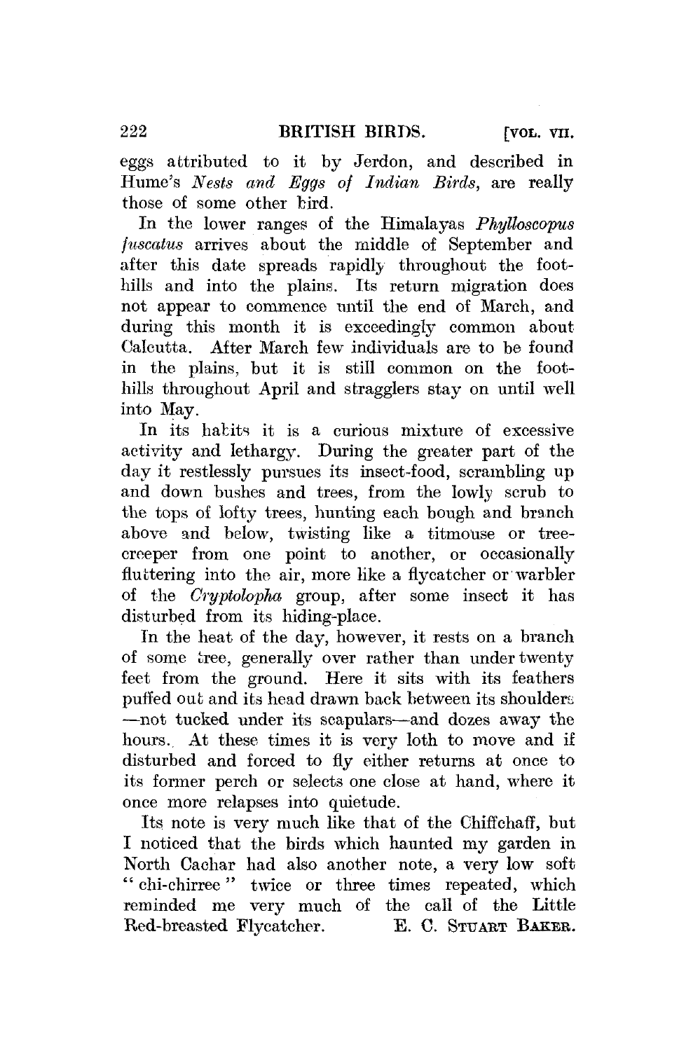eggs attributed to it by Jerdon, and described in Hume's *Nests and Eggs of Indian Birds*, are really those of some other bird.

In the lower ranges of the Himalayas *Phylloscopus fuscatus* arrives about the middle of September and after this date spreads rapidly throughout the foothills and into the plains. Its return migration does not appear to commence until the end of March, and during this month it is exceedingly common about Calcutta. After March few individuals are to be found in the plains, but it is still common on the foothills throughout April and stragglers stay on until well into May.

In its habits it is a curious mixture of excessive activity and lethargy. During the greater part of the day it restlessly pursues its insect-food, scrambling up and down bushes and trees, from the lowly scrub to the tops of lofty trees, hunting each bough and branch above and below, twisting like a titmouse or tree-creeper from one point to another, or occasionally fluttering into the air, more like a flycatcher or warbler of the *Cryptolopha* group, after some insect it has disturbed from its hiding-place.

In the heat of the day, however, it rests on a branch of some tree, generally over rather than under twenty feet from the ground. Here it sits with its feathers puffed out and its head drawn back between its shoulders—not tucked under its scapulars—and dozes away the hours. At these times it is very loth to move and if disturbed and forced to fly either returns at once to its former perch or selects one close at hand, where it once more relapses into quietude.

Its note is very much like that of the Chiffchaff, but I noticed that the birds which haunted my garden in North Cachar had also another note, a very low soft "chi-chirree" twice or three times repeated, which reminded me very much of the call of the Little Red-breasted Flycatcher. E. C. Stuart Baker.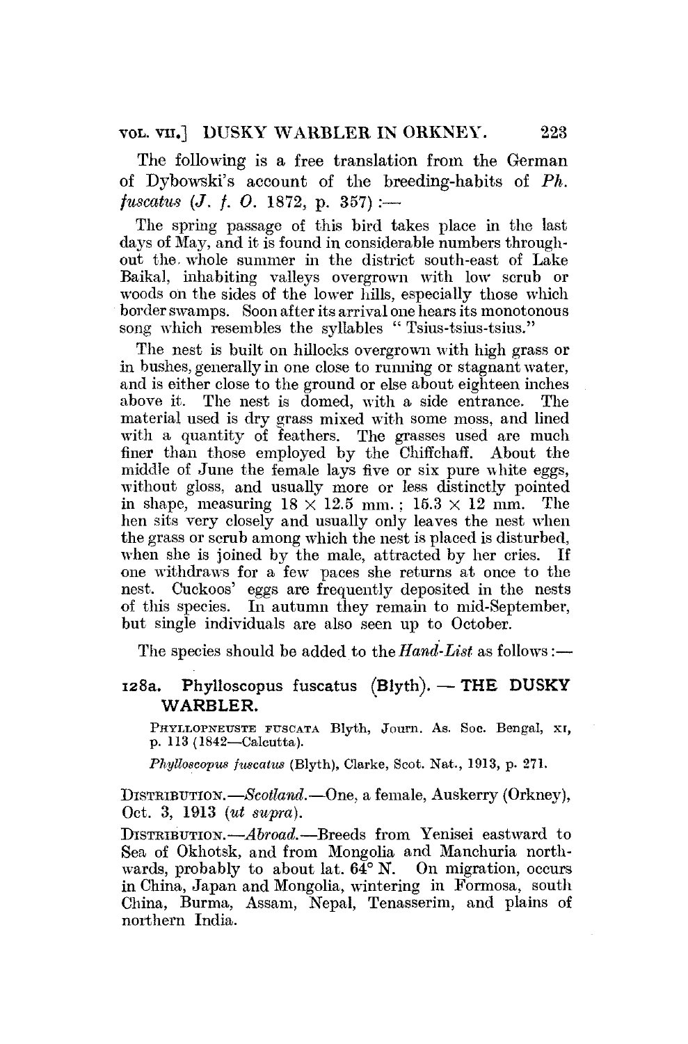The following is a free translation from the German of Dybowski's account of the breeding-habits of *Ph. fuscatus* (*J. f. O.* 1872, p. 357) :—

The spring passage of this bird takes place in the last days of May, and it is found in considerable numbers throughout the whole summer in the district south-east of Lake Baikal, inhabiting valleys overgrown with low scrub or woods on the sides of the lower hills, especially those which border swamps. Soon after its arrival one hears its monotonous song which resembles the syllables "Tsius-tsius-tsius."

The nest is built on hillocks overgrown with high grass or in bushes, generally in one close to running or stagnant water, and is either close to the ground or else about eighteen inches above it. The nest is domed, with a side entrance. The material used is dry grass mixed with some moss, and lined with a quantity of feathers. The grasses used are much finer than those employed by the Chiffchaff. About the middle of June the female lays five or six pure white eggs, without gloss, and usually more or less distinctly pointed in shape, measuring 18 × 12.5 mm.; 15.3 × 12 mm. The hen sits very closely and usually only leaves the nest when the grass or scrub among which the nest is placed is disturbed, when she is joined by the male, attracted by her cries. If one withdraws for a few paces she returns at once to the nest. Cuckoos' eggs are frequently deposited in the nests of this species. In autumn they remain to mid-September, but single individuals are also seen up to October.

The species should be added to the *Hand-List* as follows :—

## 128a. Phylloscopus fuscatus (Blyth). — THE DUSKY WARBLER.

PHYLLOPNEUSTE FUSCATA Blyth, Journ. As. Soc. Bengal, XI, p. 113 (1842—Calcutta).

*Phylloscopus fuscatus* (Blyth), Clarke, Scot. Nat., 1913, p. 271.

DISTRIBUTION.—*Scotland.*—One, a female, Auskerry (Orkney), Oct. 3, 1913 (*ut supra*).

DISTRIBUTION.—*Abroad.*—Breeds from Yenisei eastward to Sea of Okhotsk, and from Mongolia and Manchuria northwards, probably to about lat. 64° N. On migration, occurs in China, Japan and Mongolia, wintering in Formosa, south China, Burma, Assam, Nepal, Tenasserim, and plains of northern India.